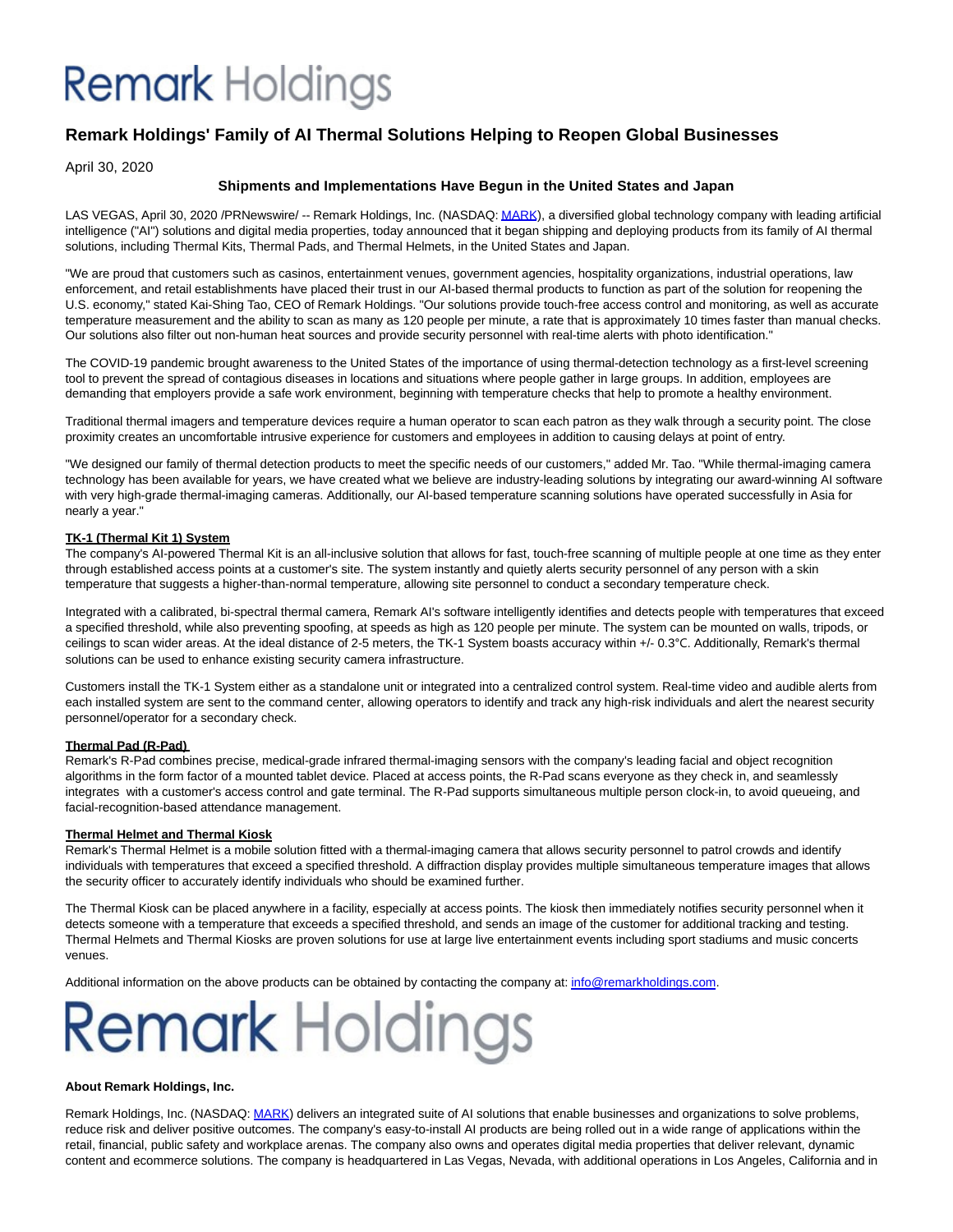# Remark Holdings

## Remark Holdings' Family of AI Thermal Solutions Helping to Reopen Global Businesses

April 30, 2020

### Shipments and Implementations Have Begun in the United States and Japan

LAS VEGAS, April 30, 2020 /PRNewswire/ -- Remark Holdings, Inc. (NASDAQ: MARK), a diversified global technology company with leading artificial intelligence ("AI") solutions and digital media properties, today announced that it began shipping and deploying products from its family of AI thermal solutions, including Thermal Kits, Thermal Pads, and Thermal Helmets, in the United States and Japan.

"We are proud that customers such as casinos, entertainment venues, government agencies, hospitality organizations, industrial operations, law enforcement, and retail establishments have placed their trust in our AI-based thermal products to function as part of the solution for reopening the U.S. economy," stated Kai-Shing Tao, CEO of Remark Holdings. "Our solutions provide touch-free access control and monitoring, as well as accurate temperature measurement and the ability to scan as many as 120 people per minute, a rate that is approximately 10 times faster than manual checks. Our solutions also filter out non-human heat sources and provide security personnel with real-time alerts with photo identification."

The COVID-19 pandemic brought awareness to the United States of the importance of using thermal-detection technology as a first-level screening tool to prevent the spread of contagious diseases in locations and situations where people gather in large groups. In addition, employees are demanding that employers provide a safe work environment, beginning with temperature checks that help to promote a healthy environment.

Traditional thermal imagers and temperature devices require a human operator to scan each patron as they walk through a security point. The close proximity creates an uncomfortable intrusive experience for customers and employees in addition to causing delays at point of entry.

"We designed our family of thermal detection products to meet the specific needs of our customers," added Mr. Tao. "While thermal-imaging camera technology has been available for years, we have created what we believe are industry-leading solutions by integrating our award-winning AI software with very high-grade thermal-imaging cameras. Additionally, our AI-based temperature scanning solutions have operated successfully in Asia for nearly a year."

**TK-1 (Thermal Kit 1) System**

The company's AI-powered Thermal Kit is an all-inclusive solution that allows for fast, touch-free scanning of multiple people at one time as they enter through established access points at a customer's site. The system instantly and quietly alerts security personnel of any person with a skin temperature that suggests a higher-than-normal temperature, allowing site personnel to conduct a secondary temperature check.

Integrated with a calibrated, bi-spectral thermal camera, Remark AI's software intelligently identifies and detects people with temperatures that exceed a specified threshold, while also preventing spoofing, at speeds as high as 120 people per minute. The system can be mounted on walls, tripods, or ceilings to scan wider areas. At the ideal distance of 2-5 meters, the TK-1 System boasts accuracy within +/- 0.3°C. Additionally, Remark's thermal solutions can be used to enhance existing security camera infrastructure.

Customers install the TK-1 System either as a standalone unit or integrated into a centralized control system. Real-time video and audible alerts from each installed system are sent to the command center, allowing operators to identify and track any high-risk individuals and alert the nearest security personnel/operator for a secondary check.

**Thermal Pad (R-Pad)**

Remark's R-Pad combines precise, medical-grade infrared thermal-imaging sensors with the company's leading facial and object recognition algorithms in the form factor of a mounted tablet device. Placed at access points, the R-Pad scans everyone as they check in, and seamlessly integrates with a customer's access control and gate terminal. The R-Pad supports simultaneous multiple person clock-in, to avoid queueing, and facial-recognition-based attendance management.

**Thermal Helmet and Thermal Kiosk**

Remark's Thermal Helmet is a mobile solution fitted with a thermal-imaging camera that allows security personnel to patrol crowds and identify individuals with temperatures that exceed a specified threshold. A diffraction display provides multiple simultaneous temperature images that allows the security officer to accurately identify individuals who should be examined further.

The Thermal Kiosk can be placed anywhere in a facility, especially at access points. The kiosk then immediately notifies security personnel when it detects someone with a temperature that exceeds a specified threshold, and sends an image of the customer for additional tracking and testing. Thermal Helmets and Thermal Kiosks are proven solutions for use at large live entertainment events including sport stadiums and music concerts venues.

Additional information on the above products can be obtained by contacting the company at: info@remarkholdings.com.

# Remark Holdings

**About Remark Holdings, Inc.**

Remark Holdings, Inc. (NASDAQ: MARK) delivers an integrated suite of AI solutions that enable businesses and organizations to solve problems, reduce risk and deliver positive outcomes. The company's easy-to-install AI products are being rolled out in a wide range of applications within the retail, financial, public safety and workplace arenas. The company also owns and operates digital media properties that deliver relevant, dynamic content and ecommerce solutions. The company is headquartered in Las Vegas, Nevada, with additional operations in Los Angeles, California and in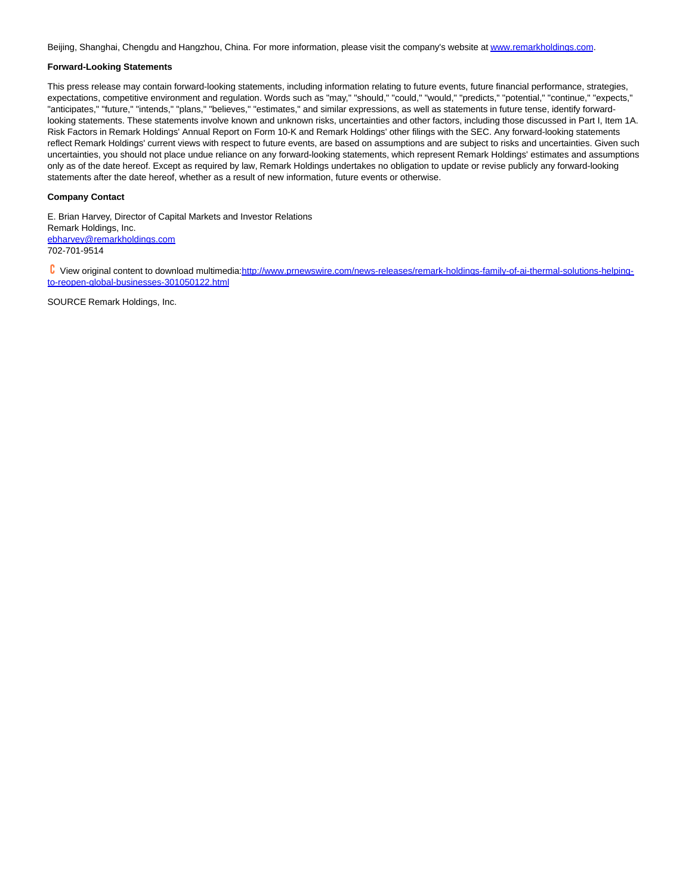Beijing, Shanghai, Chengdu and Hangzhou, China. For more information, please visit the company's website at www.remarkholdings.com.

**Forward-Looking Statements**

This press release may contain forward-looking statements, including information relating to future events, future financial performance, strategies, expectations, competitive environment and regulation. Words such as "may," "should," "could," "would," "predicts," "potential," "continue," "expects," "anticipates," "future," "intends," "plans," "believes," "estimates," and similar expressions, as well as statements in future tense, identify forward-looking statements. These statements involve known and unknown risks, uncertainties and other factors, including those discussed in Part I, Item 1A. Risk Factors in Remark Holdings' Annual Report on Form 10-K and Remark Holdings' other filings with the SEC. Any forward-looking statements reflect Remark Holdings' current views with respect to future events, are based on assumptions and are subject to risks and uncertainties. Given such uncertainties, you should not place undue reliance on any forward-looking statements, which represent Remark Holdings' estimates and assumptions only as of the date hereof. Except as required by law, Remark Holdings undertakes no obligation to update or revise publicly any forward-looking statements after the date hereof, whether as a result of new information, future events or otherwise.

**Company Contact**

E. Brian Harvey, Director of Capital Markets and Investor Relations
Remark Holdings, Inc.
ebharvey@remarkholdings.com
702-701-9514

View original content to download multimedia:http://www.prnewswire.com/news-releases/remark-holdings-family-of-ai-thermal-solutions-helping-to-reopen-global-businesses-301050122.html

SOURCE Remark Holdings, Inc.